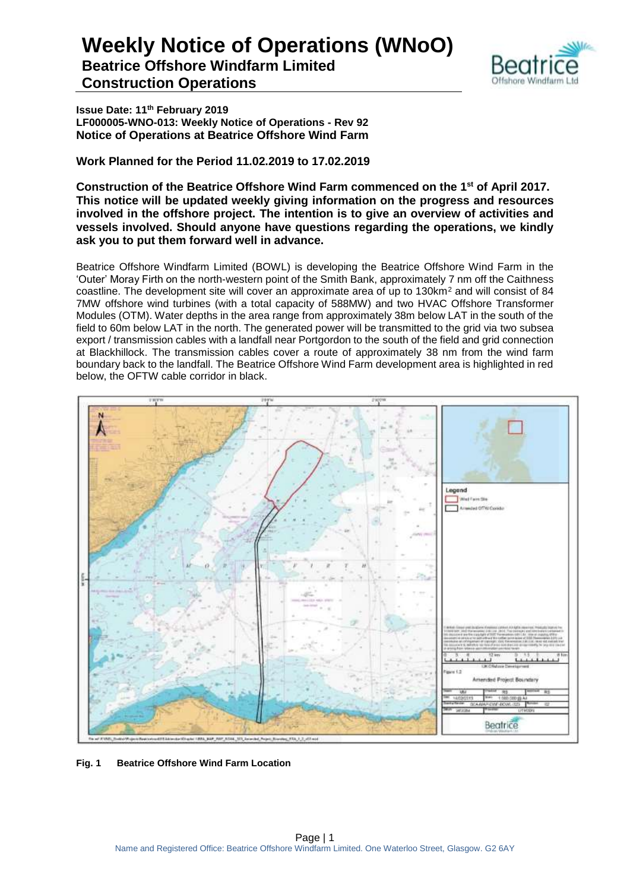# Weekly Notice of Operations (WNoO)

## Beatrice Offshore Windfarm Limited

## Construction Operations

**Issue Date: 11th February 2019**
**LF000005-WNO-013: Weekly Notice of Operations - Rev 92**
**Notice of Operations at Beatrice Offshore Wind Farm**

**Work Planned for the Period 11.02.2019 to 17.02.2019**

**Construction of the Beatrice Offshore Wind Farm commenced on the 1st of April 2017. This notice will be updated weekly giving information on the progress and resources involved in the offshore project. The intention is to give an overview of activities and vessels involved. Should anyone have questions regarding the operations, we kindly ask you to put them forward well in advance.**

Beatrice Offshore Windfarm Limited (BOWL) is developing the Beatrice Offshore Wind Farm in the 'Outer' Moray Firth on the north-western point of the Smith Bank, approximately 7 nm off the Caithness coastline. The development site will cover an approximate area of up to 130km$^2$ and will consist of 84 7MW offshore wind turbines (with a total capacity of 588MW) and two HVAC Offshore Transformer Modules (OTM). Water depths in the area range from approximately 38m below LAT in the south of the field to 60m below LAT in the north. The generated power will be transmitted to the grid via two subsea export / transmission cables with a landfall near Portgordon to the south of the field and grid connection at Blackhillock. The transmission cables cover a route of approximately 38 nm from the wind farm boundary back to the landfall. The Beatrice Offshore Wind Farm development area is highlighted in red below, the OFTW cable corridor in black.

**Fig. 1 Beatrice Offshore Wind Farm Location**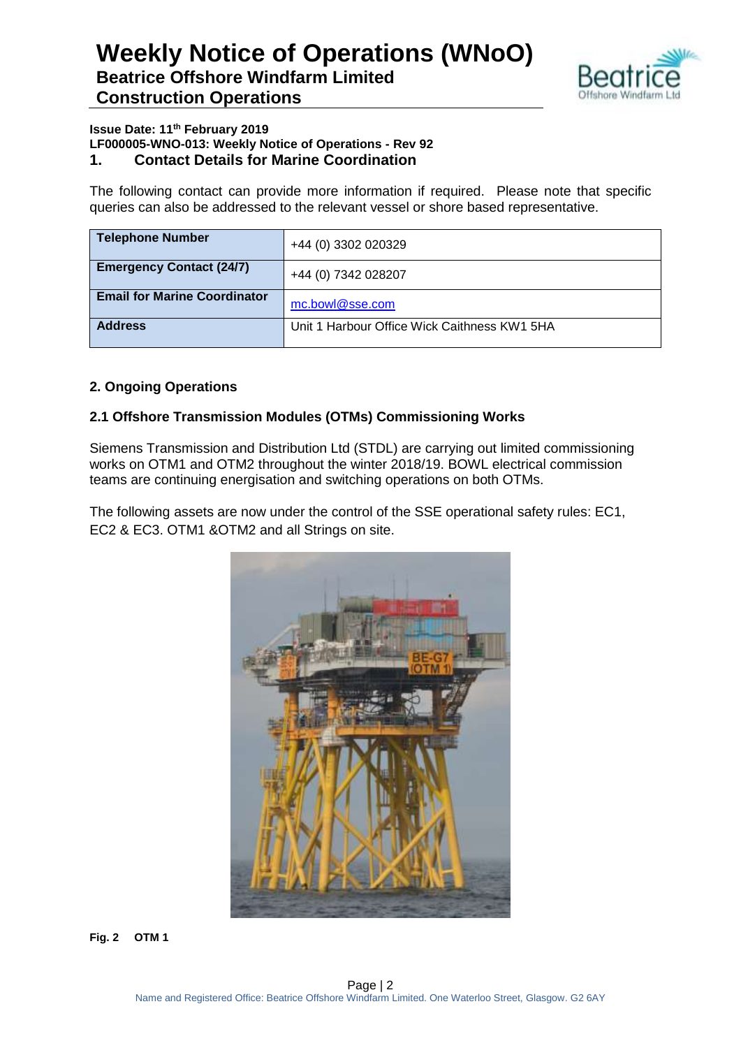# Weekly Notice of Operations (WNoO)

**Beatrice Offshore Windfarm Limited**
**Construction Operations**

**Issue Date: 11th February 2019**
**LF000005-WNO-013: Weekly Notice of Operations - Rev 92**

## 1. Contact Details for Marine Coordination

The following contact can provide more information if required. Please note that specific queries can also be addressed to the relevant vessel or shore based representative.

| | |
|---|---|
| **Telephone Number** | +44 (0) 3302 020329 |
| **Emergency Contact (24/7)** | +44 (0) 7342 028207 |
| **Email for Marine Coordinator** | mc.bowl@sse.com |
| **Address** | Unit 1 Harbour Office Wick Caithness KW1 5HA |

## 2. Ongoing Operations

### 2.1 Offshore Transmission Modules (OTMs) Commissioning Works

Siemens Transmission and Distribution Ltd (STDL) are carrying out limited commissioning works on OTM1 and OTM2 throughout the winter 2018/19. BOWL electrical commission teams are continuing energisation and switching operations on both OTMs.

The following assets are now under the control of the SSE operational safety rules: EC1, EC2 & EC3. OTM1 &OTM2 and all Strings on site.

**Fig. 2 OTM 1**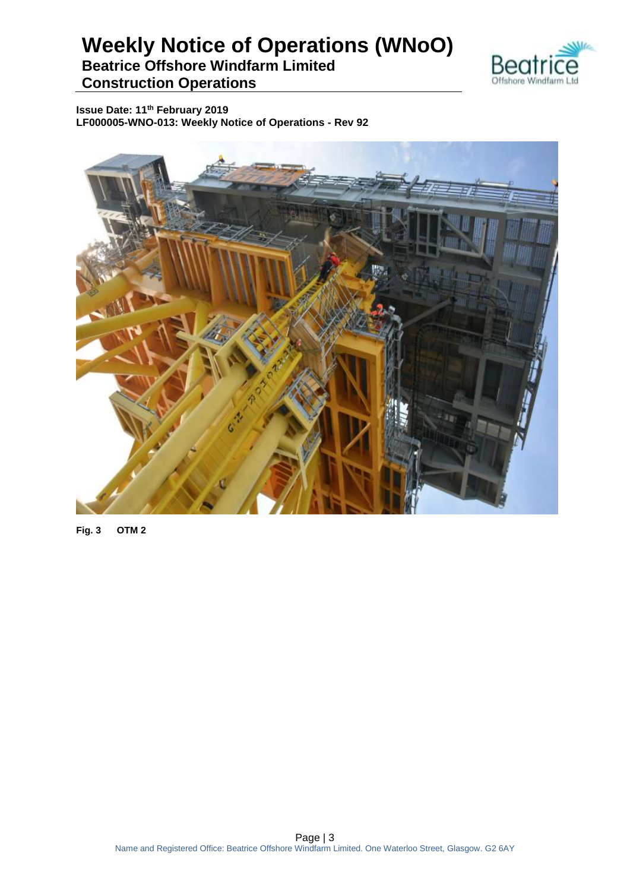Fig. 3 OTM 2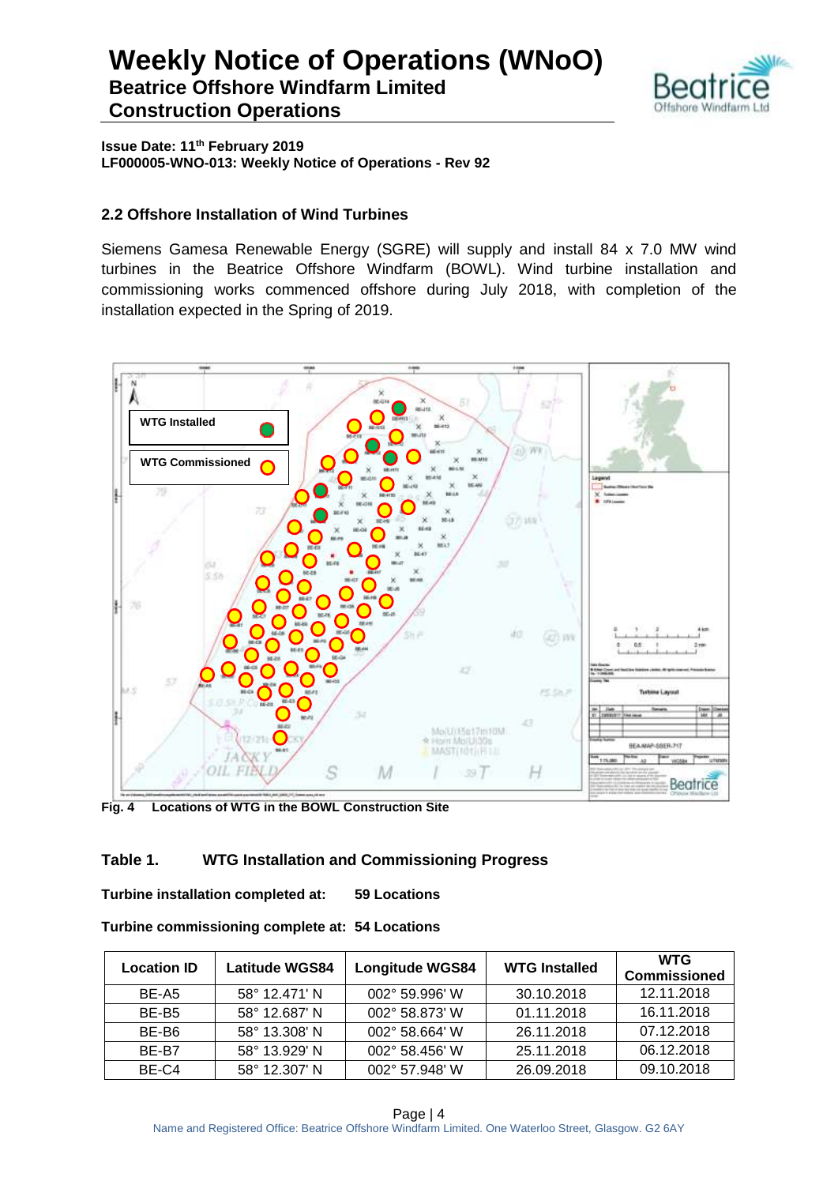## 2.2 Offshore Installation of Wind Turbines

Siemens Gamesa Renewable Energy (SGRE) will supply and install 84 x 7.0 MW wind turbines in the Beatrice Offshore Windfarm (BOWL). Wind turbine installation and commissioning works commenced offshore during July 2018, with completion of the installation expected in the Spring of 2019.

**Fig. 4 Locations of WTG in the BOWL Construction Site**

### Table 1. WTG Installation and Commissioning Progress

**Turbine installation completed at: 59 Locations**

**Turbine commissioning complete at: 54 Locations**

| Location ID | Latitude WGS84 | Longitude WGS84 | WTG Installed | WTG Commissioned |
|---|---|---|---|---|
| BE-A5 | 58° 12.471' N | 002° 59.996' W | 30.10.2018 | 12.11.2018 |
| BE-B5 | 58° 12.687' N | 002° 58.873' W | 01.11.2018 | 16.11.2018 |
| BE-B6 | 58° 13.308' N | 002° 58.664' W | 26.11.2018 | 07.12.2018 |
| BE-B7 | 58° 13.929' N | 002° 58.456' W | 25.11.2018 | 06.12.2018 |
| BE-C4 | 58° 12.307' N | 002° 57.948' W | 26.09.2018 | 09.10.2018 |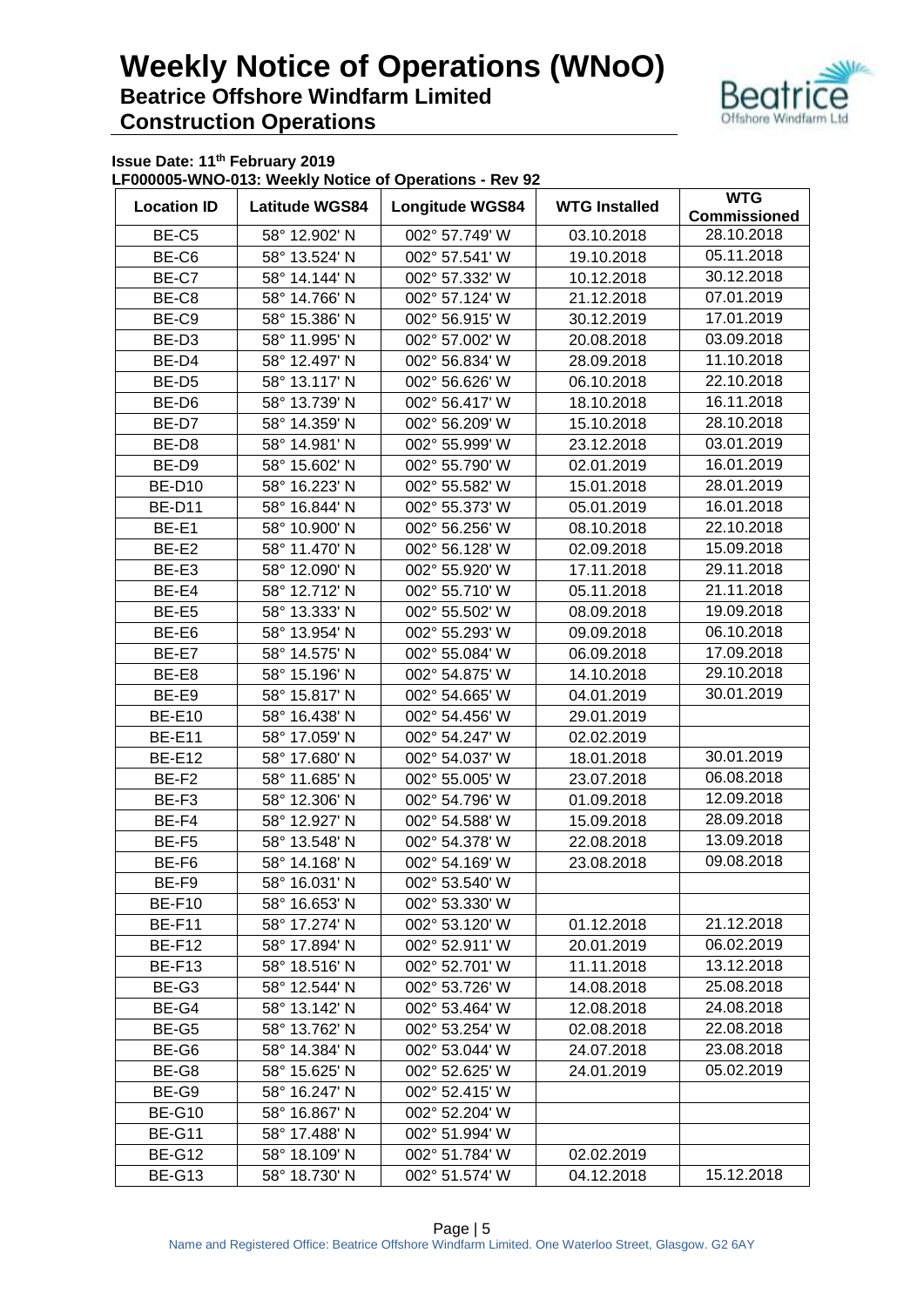# Weekly Notice of Operations (WNoO)

## Beatrice Offshore Windfarm Limited

## Construction Operations

**Issue Date: 11th February 2019**

**LF000005-WNO-013: Weekly Notice of Operations - Rev 92**

| Location ID | Latitude WGS84 | Longitude WGS84 | WTG Installed | WTG Commissioned |
|---|---|---|---|---|
| BE-C5 | 58° 12.902' N | 002° 57.749' W | 03.10.2018 | 28.10.2018 |
| BE-C6 | 58° 13.524' N | 002° 57.541' W | 19.10.2018 | 05.11.2018 |
| BE-C7 | 58° 14.144' N | 002° 57.332' W | 10.12.2018 | 30.12.2018 |
| BE-C8 | 58° 14.766' N | 002° 57.124' W | 21.12.2018 | 07.01.2019 |
| BE-C9 | 58° 15.386' N | 002° 56.915' W | 30.12.2019 | 17.01.2019 |
| BE-D3 | 58° 11.995' N | 002° 57.002' W | 20.08.2018 | 03.09.2018 |
| BE-D4 | 58° 12.497' N | 002° 56.834' W | 28.09.2018 | 11.10.2018 |
| BE-D5 | 58° 13.117' N | 002° 56.626' W | 06.10.2018 | 22.10.2018 |
| BE-D6 | 58° 13.739' N | 002° 56.417' W | 18.10.2018 | 16.11.2018 |
| BE-D7 | 58° 14.359' N | 002° 56.209' W | 15.10.2018 | 28.10.2018 |
| BE-D8 | 58° 14.981' N | 002° 55.999' W | 23.12.2018 | 03.01.2019 |
| BE-D9 | 58° 15.602' N | 002° 55.790' W | 02.01.2019 | 16.01.2019 |
| BE-D10 | 58° 16.223' N | 002° 55.582' W | 15.01.2018 | 28.01.2019 |
| BE-D11 | 58° 16.844' N | 002° 55.373' W | 05.01.2019 | 16.01.2018 |
| BE-E1 | 58° 10.900' N | 002° 56.256' W | 08.10.2018 | 22.10.2018 |
| BE-E2 | 58° 11.470' N | 002° 56.128' W | 02.09.2018 | 15.09.2018 |
| BE-E3 | 58° 12.090' N | 002° 55.920' W | 17.11.2018 | 29.11.2018 |
| BE-E4 | 58° 12.712' N | 002° 55.710' W | 05.11.2018 | 21.11.2018 |
| BE-E5 | 58° 13.333' N | 002° 55.502' W | 08.09.2018 | 19.09.2018 |
| BE-E6 | 58° 13.954' N | 002° 55.293' W | 09.09.2018 | 06.10.2018 |
| BE-E7 | 58° 14.575' N | 002° 55.084' W | 06.09.2018 | 17.09.2018 |
| BE-E8 | 58° 15.196' N | 002° 54.875' W | 14.10.2018 | 29.10.2018 |
| BE-E9 | 58° 15.817' N | 002° 54.665' W | 04.01.2019 | 30.01.2019 |
| BE-E10 | 58° 16.438' N | 002° 54.456' W | 29.01.2019 | |
| BE-E11 | 58° 17.059' N | 002° 54.247' W | 02.02.2019 | |
| BE-E12 | 58° 17.680' N | 002° 54.037' W | 18.01.2018 | 30.01.2019 |
| BE-F2 | 58° 11.685' N | 002° 55.005' W | 23.07.2018 | 06.08.2018 |
| BE-F3 | 58° 12.306' N | 002° 54.796' W | 01.09.2018 | 12.09.2018 |
| BE-F4 | 58° 12.927' N | 002° 54.588' W | 15.09.2018 | 28.09.2018 |
| BE-F5 | 58° 13.548' N | 002° 54.378' W | 22.08.2018 | 13.09.2018 |
| BE-F6 | 58° 14.168' N | 002° 54.169' W | 23.08.2018 | 09.08.2018 |
| BE-F9 | 58° 16.031' N | 002° 53.540' W | | |
| BE-F10 | 58° 16.653' N | 002° 53.330' W | | |
| BE-F11 | 58° 17.274' N | 002° 53.120' W | 01.12.2018 | 21.12.2018 |
| BE-F12 | 58° 17.894' N | 002° 52.911' W | 20.01.2019 | 06.02.2019 |
| BE-F13 | 58° 18.516' N | 002° 52.701' W | 11.11.2018 | 13.12.2018 |
| BE-G3 | 58° 12.544' N | 002° 53.726' W | 14.08.2018 | 25.08.2018 |
| BE-G4 | 58° 13.142' N | 002° 53.464' W | 12.08.2018 | 24.08.2018 |
| BE-G5 | 58° 13.762' N | 002° 53.254' W | 02.08.2018 | 22.08.2018 |
| BE-G6 | 58° 14.384' N | 002° 53.044' W | 24.07.2018 | 23.08.2018 |
| BE-G8 | 58° 15.625' N | 002° 52.625' W | 24.01.2019 | 05.02.2019 |
| BE-G9 | 58° 16.247' N | 002° 52.415' W | | |
| BE-G10 | 58° 16.867' N | 002° 52.204' W | | |
| BE-G11 | 58° 17.488' N | 002° 51.994' W | | |
| BE-G12 | 58° 18.109' N | 002° 51.784' W | 02.02.2019 | |
| BE-G13 | 58° 18.730' N | 002° 51.574' W | 04.12.2018 | 15.12.2018 |

Name and Registered Office: Beatrice Offshore Windfarm Limited. One Waterloo Street, Glasgow. G2 6AY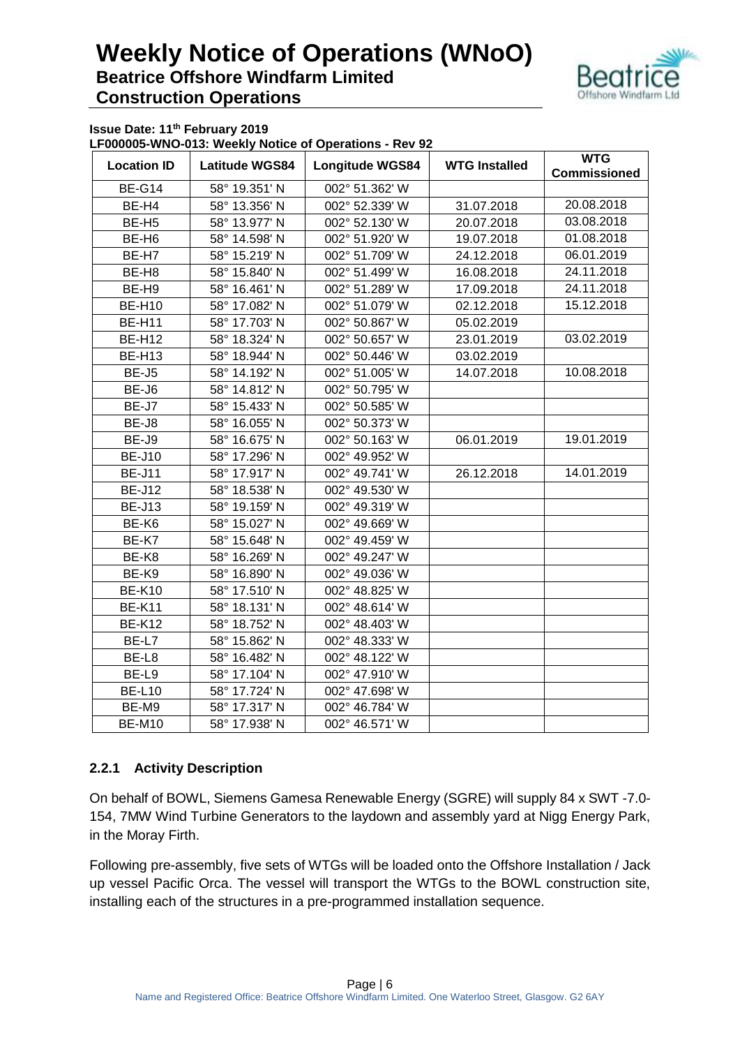**Issue Date: 11th February 2019**
**LF000005-WNO-013: Weekly Notice of Operations - Rev 92**

| Location ID | Latitude WGS84 | Longitude WGS84 | WTG Installed | WTG Commissioned |
|---|---|---|---|---|
| BE-G14 | 58° 19.351' N | 002° 51.362' W | | |
| BE-H4 | 58° 13.356' N | 002° 52.339' W | 31.07.2018 | 20.08.2018 |
| BE-H5 | 58° 13.977' N | 002° 52.130' W | 20.07.2018 | 03.08.2018 |
| BE-H6 | 58° 14.598' N | 002° 51.920' W | 19.07.2018 | 01.08.2018 |
| BE-H7 | 58° 15.219' N | 002° 51.709' W | 24.12.2018 | 06.01.2019 |
| BE-H8 | 58° 15.840' N | 002° 51.499' W | 16.08.2018 | 24.11.2018 |
| BE-H9 | 58° 16.461' N | 002° 51.289' W | 17.09.2018 | 24.11.2018 |
| BE-H10 | 58° 17.082' N | 002° 51.079' W | 02.12.2018 | 15.12.2018 |
| BE-H11 | 58° 17.703' N | 002° 50.867' W | 05.02.2019 | |
| BE-H12 | 58° 18.324' N | 002° 50.657' W | 23.01.2019 | 03.02.2019 |
| BE-H13 | 58° 18.944' N | 002° 50.446' W | 03.02.2019 | |
| BE-J5 | 58° 14.192' N | 002° 51.005' W | 14.07.2018 | 10.08.2018 |
| BE-J6 | 58° 14.812' N | 002° 50.795' W | | |
| BE-J7 | 58° 15.433' N | 002° 50.585' W | | |
| BE-J8 | 58° 16.055' N | 002° 50.373' W | | |
| BE-J9 | 58° 16.675' N | 002° 50.163' W | 06.01.2019 | 19.01.2019 |
| BE-J10 | 58° 17.296' N | 002° 49.952' W | | |
| BE-J11 | 58° 17.917' N | 002° 49.741' W | 26.12.2018 | 14.01.2019 |
| BE-J12 | 58° 18.538' N | 002° 49.530' W | | |
| BE-J13 | 58° 19.159' N | 002° 49.319' W | | |
| BE-K6 | 58° 15.027' N | 002° 49.669' W | | |
| BE-K7 | 58° 15.648' N | 002° 49.459' W | | |
| BE-K8 | 58° 16.269' N | 002° 49.247' W | | |
| BE-K9 | 58° 16.890' N | 002° 49.036' W | | |
| BE-K10 | 58° 17.510' N | 002° 48.825' W | | |
| BE-K11 | 58° 18.131' N | 002° 48.614' W | | |
| BE-K12 | 58° 18.752' N | 002° 48.403' W | | |
| BE-L7 | 58° 15.862' N | 002° 48.333' W | | |
| BE-L8 | 58° 16.482' N | 002° 48.122' W | | |
| BE-L9 | 58° 17.104' N | 002° 47.910' W | | |
| BE-L10 | 58° 17.724' N | 002° 47.698' W | | |
| BE-M9 | 58° 17.317' N | 002° 46.784' W | | |
| BE-M10 | 58° 17.938' N | 002° 46.571' W | | |

### 2.2.1 Activity Description

On behalf of BOWL, Siemens Gamesa Renewable Energy (SGRE) will supply 84 x SWT -7.0-154, 7MW Wind Turbine Generators to the laydown and assembly yard at Nigg Energy Park, in the Moray Firth.

Following pre-assembly, five sets of WTGs will be loaded onto the Offshore Installation / Jack up vessel Pacific Orca. The vessel will transport the WTGs to the BOWL construction site, installing each of the structures in a pre-programmed installation sequence.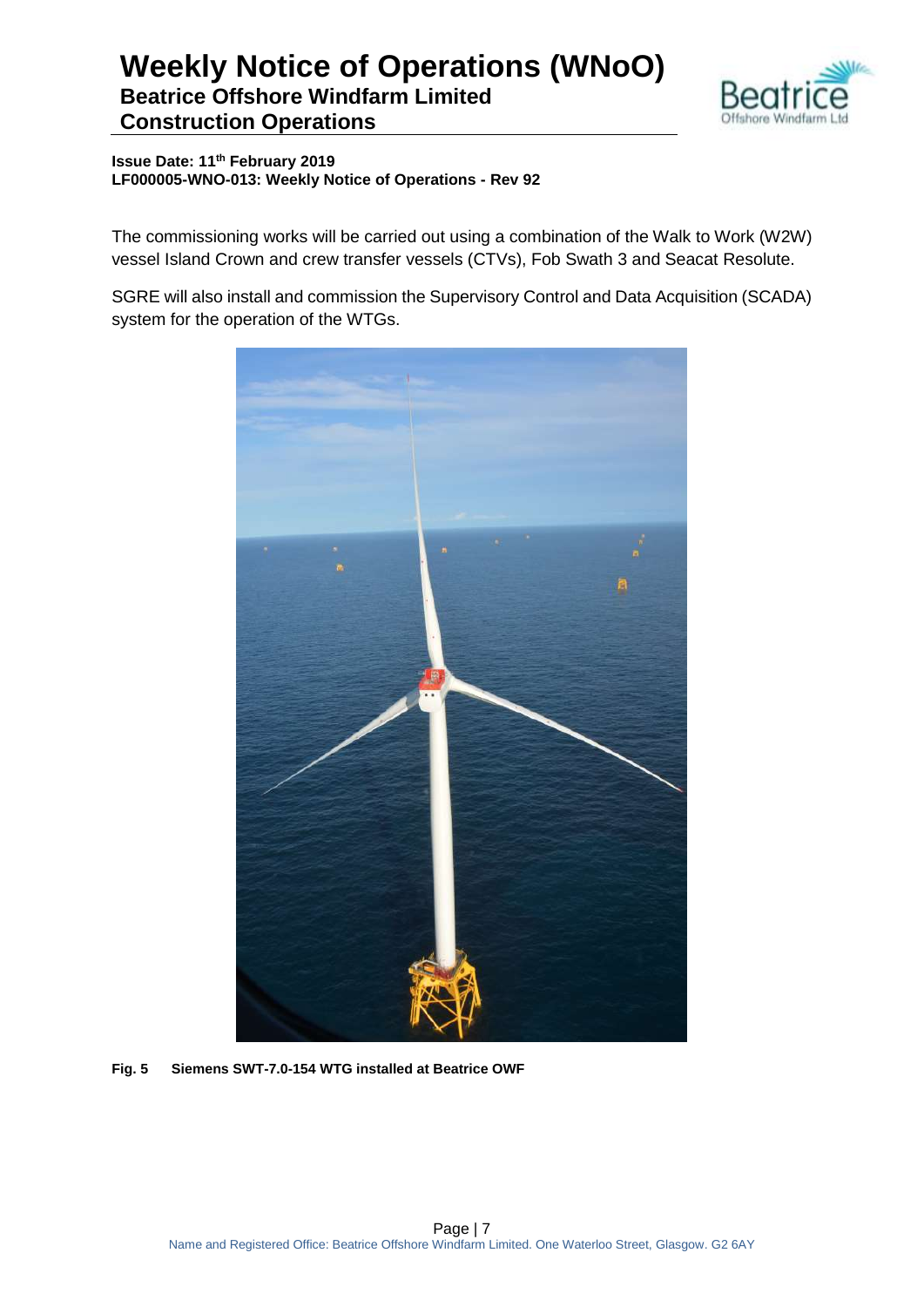The commissioning works will be carried out using a combination of the Walk to Work (W2W) vessel Island Crown and crew transfer vessels (CTVs), Fob Swath 3 and Seacat Resolute.

SGRE will also install and commission the Supervisory Control and Data Acquisition (SCADA) system for the operation of the WTGs.

**Fig. 5 Siemens SWT-7.0-154 WTG installed at Beatrice OWF**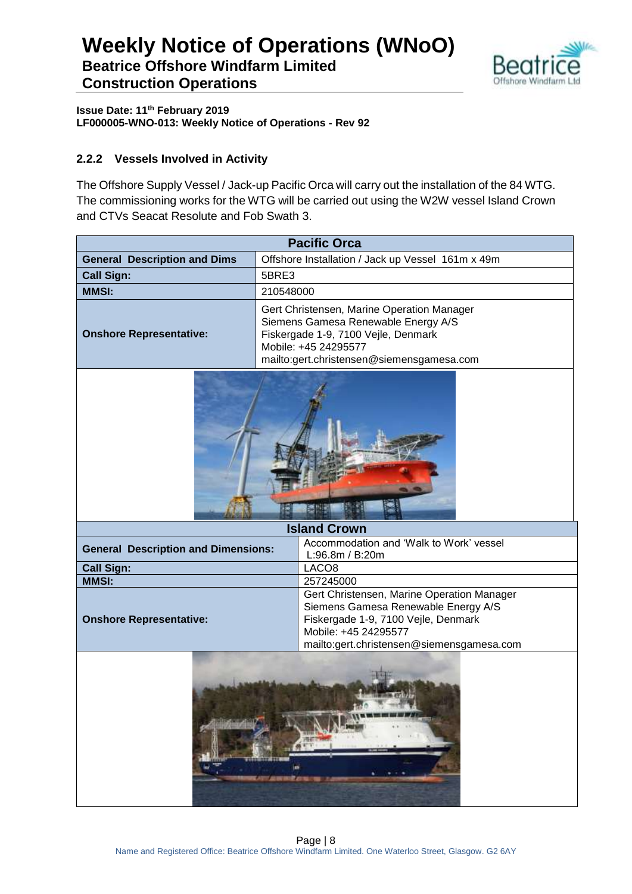**Issue Date: 11th February 2019**
**LF000005-WNO-013: Weekly Notice of Operations - Rev 92**

### 2.2.2 Vessels Involved in Activity

The Offshore Supply Vessel / Jack-up Pacific Orca will carry out the installation of the 84 WTG. The commissioning works for the WTG will be carried out using the W2W vessel Island Crown and CTVs Seacat Resolute and Fob Swath 3.

| Pacific Orca | |
|---|---|
| **General Description and Dims** | Offshore Installation / Jack up Vessel 161m x 49m |
| **Call Sign:** | 5BRE3 |
| **MMSI:** | 210548000 |
| **Onshore Representative:** | Gert Christensen, Marine Operation Manager<br>Siemens Gamesa Renewable Energy A/S<br>Fiskergade 1-9, 7100 Vejle, Denmark<br>Mobile: +45 24295577<br>mailto:gert.christensen@siemensgamesa.com |

| Island Crown | |
|---|---|
| **General Description and Dimensions:** | Accommodation and 'Walk to Work' vessel<br>L:96.8m / B:20m |
| **Call Sign:** | LACO8 |
| **MMSI:** | 257245000 |
| **Onshore Representative:** | Gert Christensen, Marine Operation Manager<br>Siemens Gamesa Renewable Energy A/S<br>Fiskergade 1-9, 7100 Vejle, Denmark<br>Mobile: +45 24295577<br>mailto:gert.christensen@siemensgamesa.com |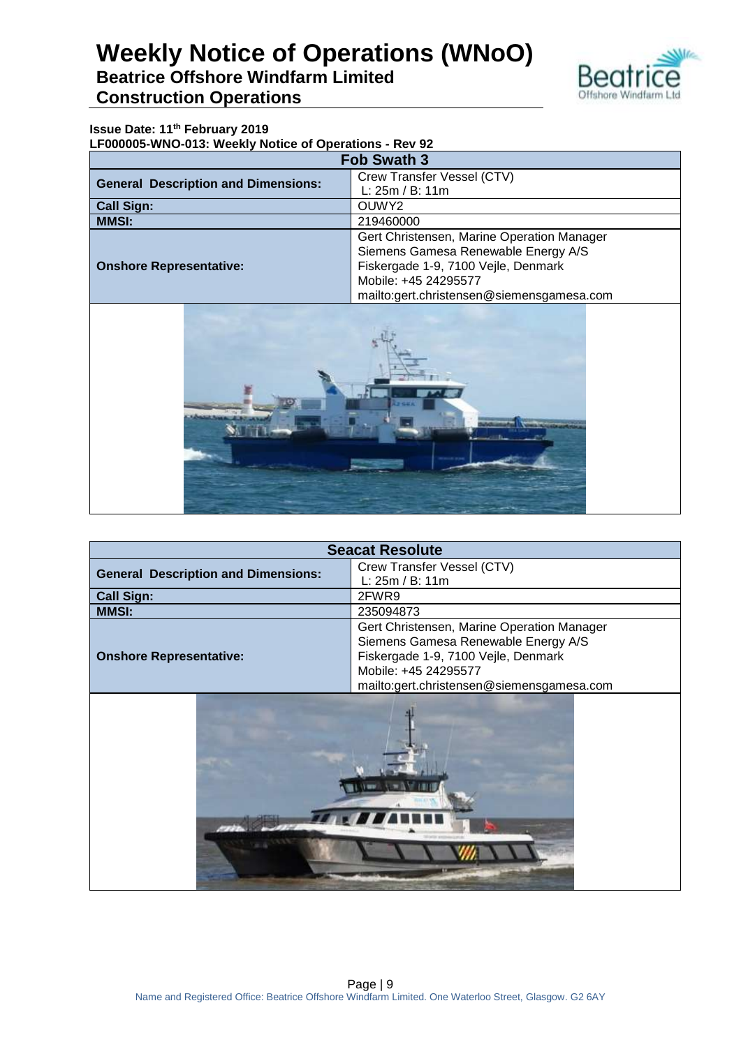# Weekly Notice of Operations (WNoO)
## Beatrice Offshore Windfarm Limited
## Construction Operations

**Issue Date: 11th February 2019**
**LF000005-WNO-013: Weekly Notice of Operations - Rev 92**

| Fob Swath 3 | |
|---|---|
| **General Description and Dimensions:** | Crew Transfer Vessel (CTV)<br>L: 25m / B: 11m |
| **Call Sign:** | OUWY2 |
| **MMSI:** | 219460000 |
| **Onshore Representative:** | Gert Christensen, Marine Operation Manager<br>Siemens Gamesa Renewable Energy A/S<br>Fiskergade 1-9, 7100 Vejle, Denmark<br>Mobile: +45 24295577<br>mailto:gert.christensen@siemensgamesa.com |

| Seacat Resolute | |
|---|---|
| **General Description and Dimensions:** | Crew Transfer Vessel (CTV)<br>L: 25m / B: 11m |
| **Call Sign:** | 2FWR9 |
| **MMSI:** | 235094873 |
| **Onshore Representative:** | Gert Christensen, Marine Operation Manager<br>Siemens Gamesa Renewable Energy A/S<br>Fiskergade 1-9, 7100 Vejle, Denmark<br>Mobile: +45 24295577<br>mailto:gert.christensen@siemensgamesa.com |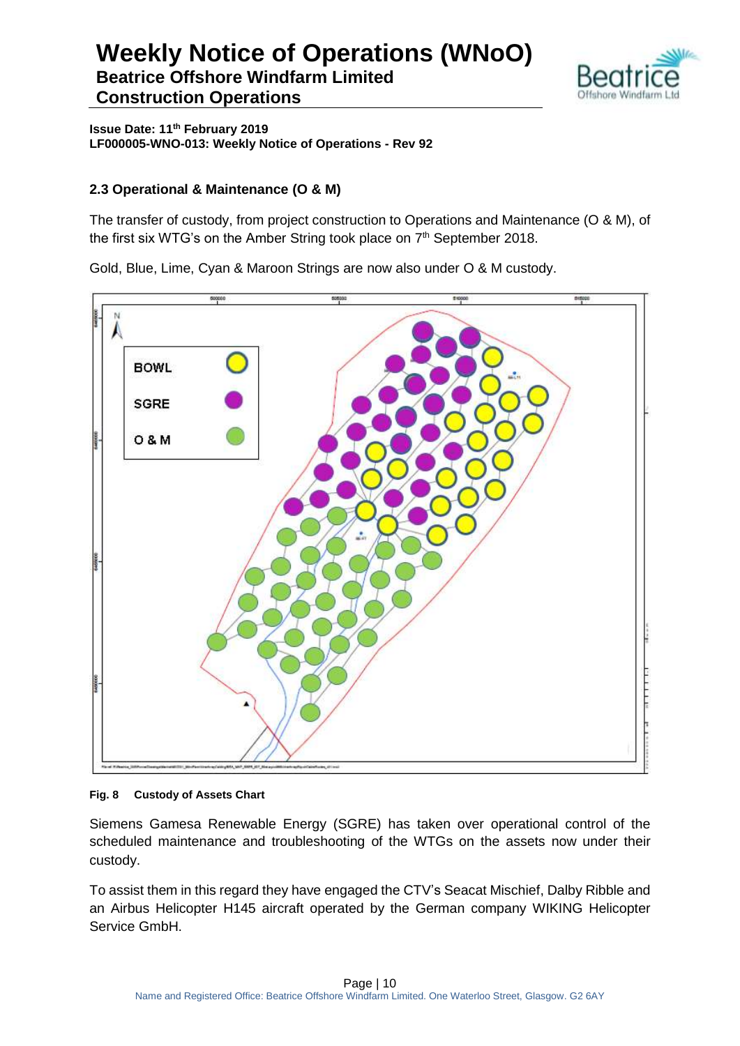**Issue Date: 11th February 2019**
**LF000005-WNO-013: Weekly Notice of Operations - Rev 92**

### 2.3 Operational & Maintenance (O & M)

The transfer of custody, from project construction to Operations and Maintenance (O & M), of the first six WTG's on the Amber String took place on 7th September 2018.

Gold, Blue, Lime, Cyan & Maroon Strings are now also under O & M custody.

**Fig. 8 Custody of Assets Chart**

Siemens Gamesa Renewable Energy (SGRE) has taken over operational control of the scheduled maintenance and troubleshooting of the WTGs on the assets now under their custody.

To assist them in this regard they have engaged the CTV's Seacat Mischief, Dalby Ribble and an Airbus Helicopter H145 aircraft operated by the German company WIKING Helicopter Service GmbH.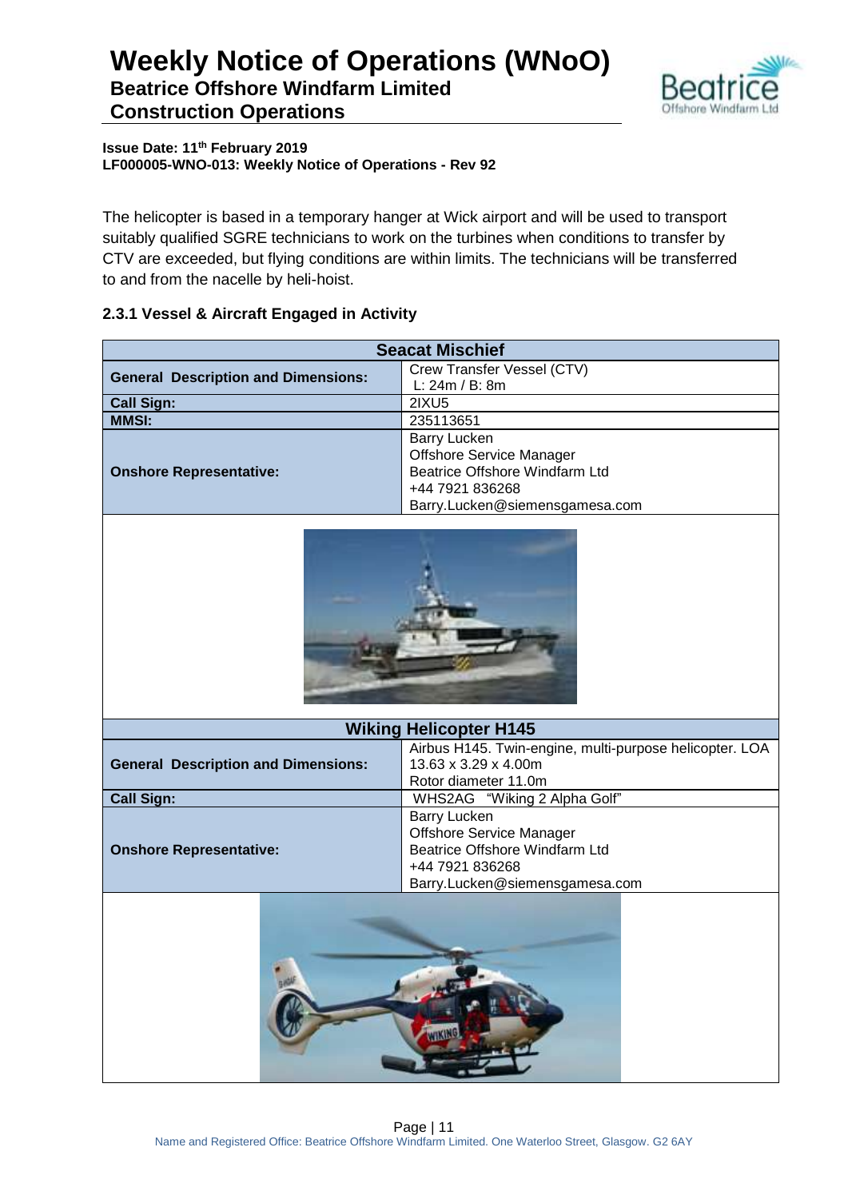The helicopter is based in a temporary hanger at Wick airport and will be used to transport suitably qualified SGRE technicians to work on the turbines when conditions to transfer by CTV are exceeded, but flying conditions are within limits. The technicians will be transferred to and from the nacelle by heli-hoist.

### 2.3.1 Vessel & Aircraft Engaged in Activity

| **Seacat Mischief** | |
|---|---|
| **General Description and Dimensions:** | Crew Transfer Vessel (CTV)<br>L: 24m / B: 8m |
| **Call Sign:** | 2IXU5 |
| **MMSI:** | 235113651 |
| **Onshore Representative:** | Barry Lucken<br>Offshore Service Manager<br>Beatrice Offshore Windfarm Ltd<br>+44 7921 836268<br>Barry.Lucken@siemensgamesa.com |

| **Wiking Helicopter H145** | |
|---|---|
| **General Description and Dimensions:** | Airbus H145. Twin-engine, multi-purpose helicopter. LOA 13.63 x 3.29 x 4.00m<br>Rotor diameter 11.0m |
| **Call Sign:** | WHS2AG "Wiking 2 Alpha Golf" |
| **Onshore Representative:** | Barry Lucken<br>Offshore Service Manager<br>Beatrice Offshore Windfarm Ltd<br>+44 7921 836268<br>Barry.Lucken@siemensgamesa.com |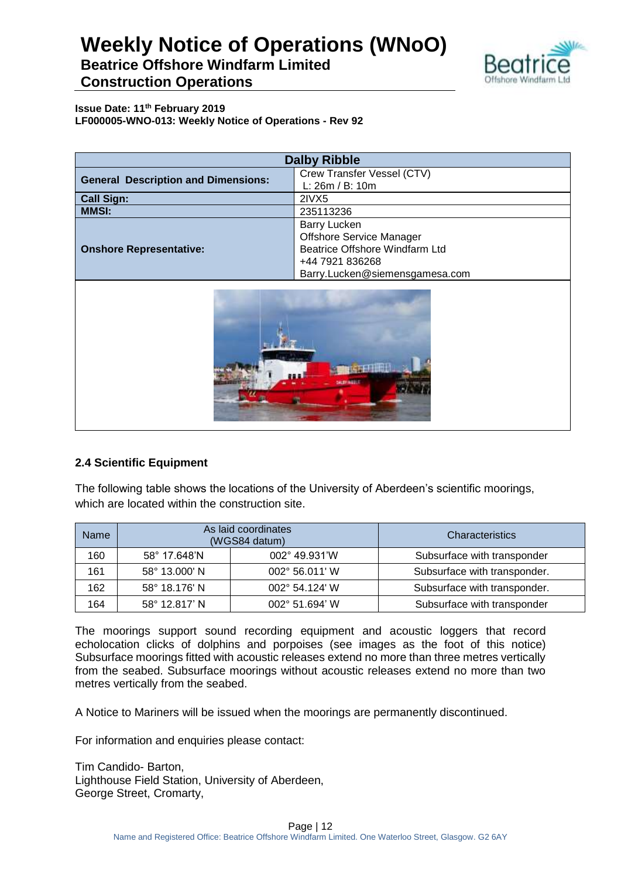| Dalby Ribble | |
|---|---|
| **General Description and Dimensions:** | Crew Transfer Vessel (CTV)<br>L: 26m / B: 10m |
| **Call Sign:** | 2IVX5 |
| **MMSI:** | 235113236 |
| **Onshore Representative:** | Barry Lucken<br>Offshore Service Manager<br>Beatrice Offshore Windfarm Ltd<br>+44 7921 836268<br>Barry.Lucken@siemensgamesa.com |

### 2.4 Scientific Equipment

The following table shows the locations of the University of Aberdeen's scientific moorings, which are located within the construction site.

| Name | As laid coordinates (WGS84 datum) | | Characteristics |
|---|---|---|---|
| 160 | 58° 17.648'N | 002° 49.931'W | Subsurface with transponder |
| 161 | 58° 13.000' N | 002° 56.011' W | Subsurface with transponder. |
| 162 | 58° 18.176' N | 002° 54.124' W | Subsurface with transponder. |
| 164 | 58° 12.817' N | 002° 51.694' W | Subsurface with transponder |

The moorings support sound recording equipment and acoustic loggers that record echolocation clicks of dolphins and porpoises (see images as the foot of this notice) Subsurface moorings fitted with acoustic releases extend no more than three metres vertically from the seabed. Subsurface moorings without acoustic releases extend no more than two metres vertically from the seabed.

A Notice to Mariners will be issued when the moorings are permanently discontinued.

For information and enquiries please contact:

Tim Candido- Barton,
Lighthouse Field Station, University of Aberdeen,
George Street, Cromarty,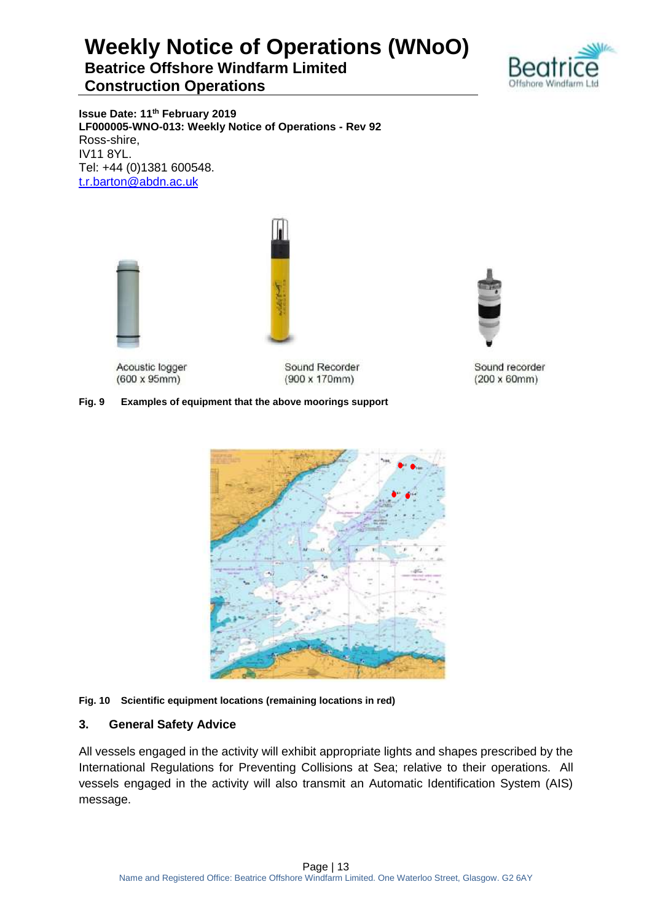Issue Date: 11th February 2019
LF000005-WNO-013: Weekly Notice of Operations - Rev 92

Ross-shire,
IV11 8YL.
Tel: +44 (0)1381 600548.
t.r.barton@abdn.ac.uk

Acoustic logger (600 x 95mm)

Sound Recorder (900 x 170mm)

Sound recorder (200 x 60mm)

**Fig. 9 Examples of equipment that the above moorings support**

**Fig. 10 Scientific equipment locations (remaining locations in red)**

## 3. General Safety Advice

All vessels engaged in the activity will exhibit appropriate lights and shapes prescribed by the International Regulations for Preventing Collisions at Sea; relative to their operations. All vessels engaged in the activity will also transmit an Automatic Identification System (AIS) message.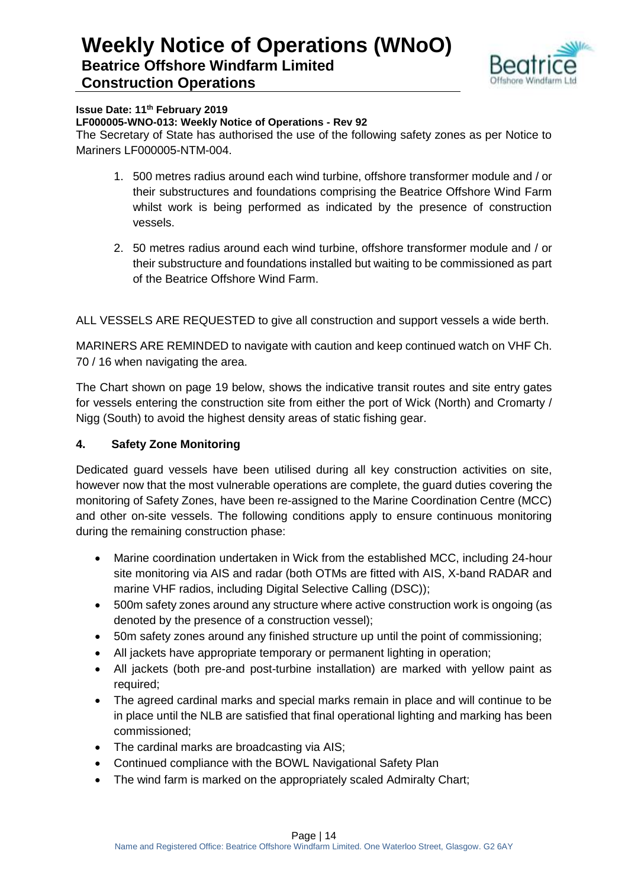**Issue Date: 11th February 2019**

**LF000005-WNO-013: Weekly Notice of Operations - Rev 92**

The Secretary of State has authorised the use of the following safety zones as per Notice to Mariners LF000005-NTM-004.

1. 500 metres radius around each wind turbine, offshore transformer module and / or their substructures and foundations comprising the Beatrice Offshore Wind Farm whilst work is being performed as indicated by the presence of construction vessels.
2. 50 metres radius around each wind turbine, offshore transformer module and / or their substructure and foundations installed but waiting to be commissioned as part of the Beatrice Offshore Wind Farm.

ALL VESSELS ARE REQUESTED to give all construction and support vessels a wide berth.

MARINERS ARE REMINDED to navigate with caution and keep continued watch on VHF Ch. 70 / 16 when navigating the area.

The Chart shown on page 19 below, shows the indicative transit routes and site entry gates for vessels entering the construction site from either the port of Wick (North) and Cromarty / Nigg (South) to avoid the highest density areas of static fishing gear.

## 4. Safety Zone Monitoring

Dedicated guard vessels have been utilised during all key construction activities on site, however now that the most vulnerable operations are complete, the guard duties covering the monitoring of Safety Zones, have been re-assigned to the Marine Coordination Centre (MCC) and other on-site vessels. The following conditions apply to ensure continuous monitoring during the remaining construction phase:

- Marine coordination undertaken in Wick from the established MCC, including 24-hour site monitoring via AIS and radar (both OTMs are fitted with AIS, X-band RADAR and marine VHF radios, including Digital Selective Calling (DSC));
- 500m safety zones around any structure where active construction work is ongoing (as denoted by the presence of a construction vessel);
- 50m safety zones around any finished structure up until the point of commissioning;
- All jackets have appropriate temporary or permanent lighting in operation;
- All jackets (both pre-and post-turbine installation) are marked with yellow paint as required;
- The agreed cardinal marks and special marks remain in place and will continue to be in place until the NLB are satisfied that final operational lighting and marking has been commissioned;
- The cardinal marks are broadcasting via AIS;
- Continued compliance with the BOWL Navigational Safety Plan
- The wind farm is marked on the appropriately scaled Admiralty Chart;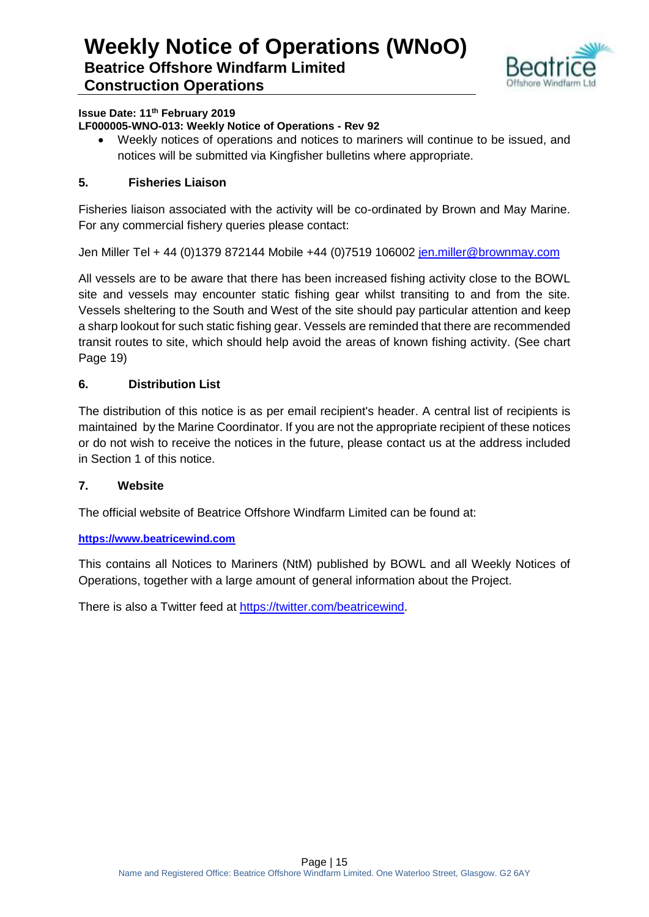- Weekly notices of operations and notices to mariners will continue to be issued, and notices will be submitted via Kingfisher bulletins where appropriate.

## 5. Fisheries Liaison

Fisheries liaison associated with the activity will be co-ordinated by Brown and May Marine. For any commercial fishery queries please contact:

Jen Miller Tel + 44 (0)1379 872144 Mobile +44 (0)7519 106002 jen.miller@brownmay.com

All vessels are to be aware that there has been increased fishing activity close to the BOWL site and vessels may encounter static fishing gear whilst transiting to and from the site. Vessels sheltering to the South and West of the site should pay particular attention and keep a sharp lookout for such static fishing gear. Vessels are reminded that there are recommended transit routes to site, which should help avoid the areas of known fishing activity. (See chart Page 19)

## 6. Distribution List

The distribution of this notice is as per email recipient's header. A central list of recipients is maintained by the Marine Coordinator. If you are not the appropriate recipient of these notices or do not wish to receive the notices in the future, please contact us at the address included in Section 1 of this notice.

## 7. Website

The official website of Beatrice Offshore Windfarm Limited can be found at:

**https://www.beatricewind.com**

This contains all Notices to Mariners (NtM) published by BOWL and all Weekly Notices of Operations, together with a large amount of general information about the Project.

There is also a Twitter feed at https://twitter.com/beatricewind.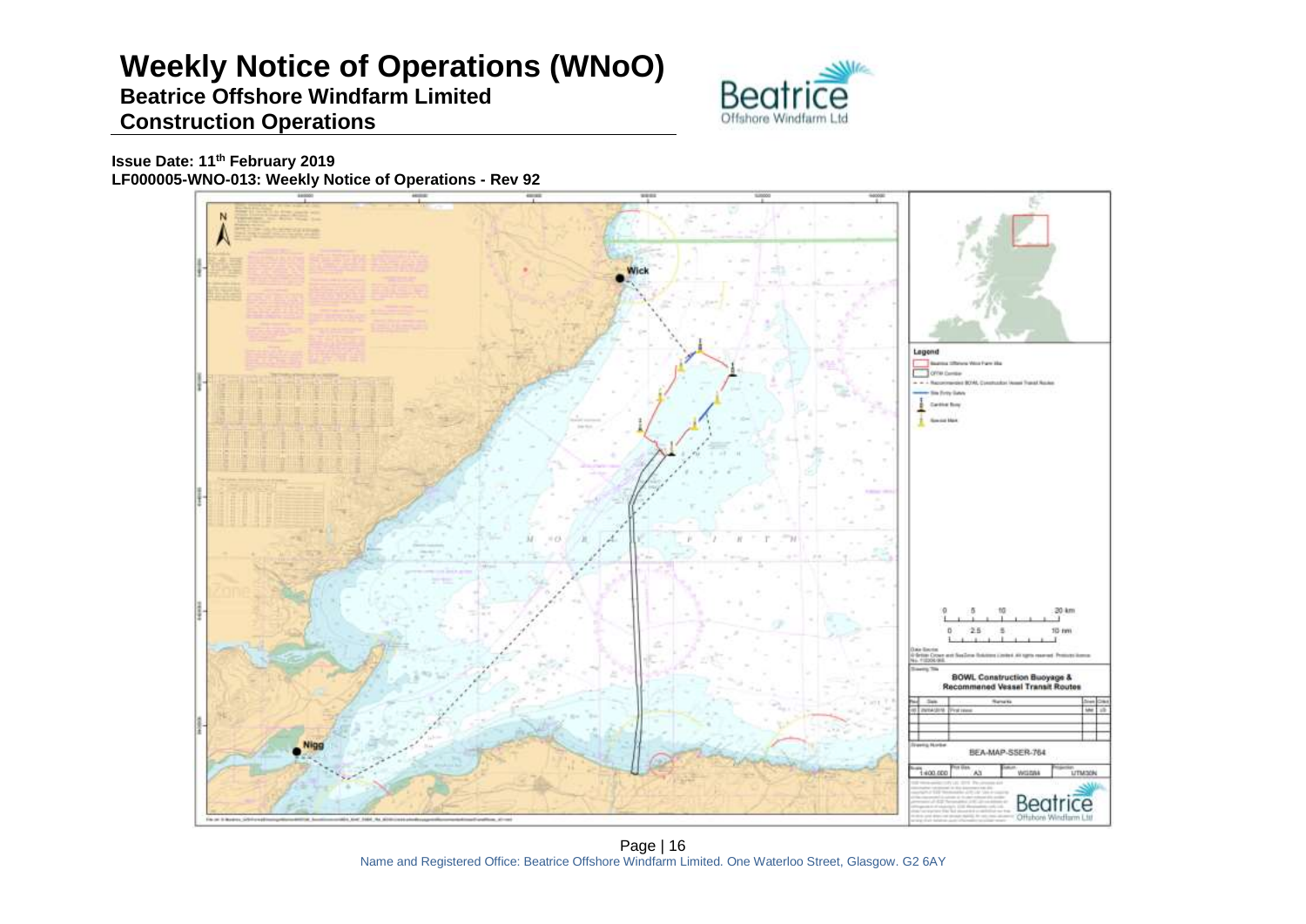# Weekly Notice of Operations (WNoO)

## Beatrice Offshore Windfarm Limited

## Construction Operations

**Issue Date: 11th February 2019**

**LF000005-WNO-013: Weekly Notice of Operations - Rev 92**

Wick

Nigg

Legend

Beatrice Offshore Wind Farm Site

OFTW Corridor

Recommended BOWL Construction Vessel Transit Routes

Site Entry Gates

Cardinal Buoy

Special Mark

0 5 10 20 km

0 2.5 5 10 nm

**BOWL Construction Buoyage & Recommened Vessel Transit Routes**

BEA-MAP-SSER-764

1:400,000 A3 WGS84 UTM30N

Name and Registered Office: Beatrice Offshore Windfarm Limited. One Waterloo Street, Glasgow. G2 6AY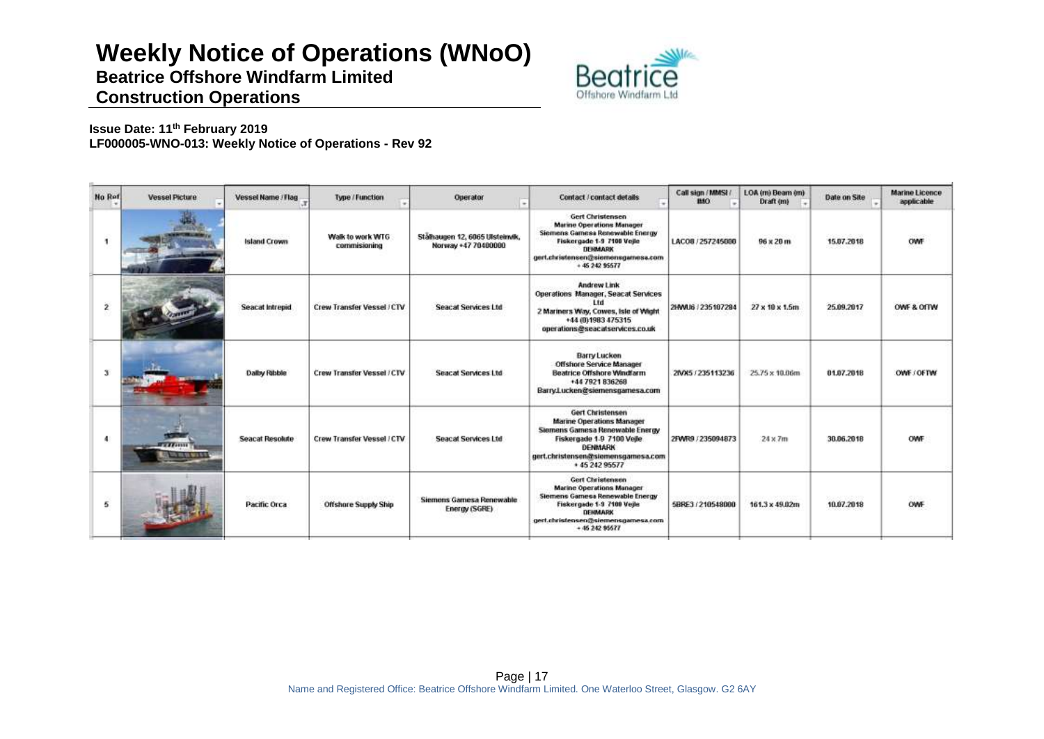# Weekly Notice of Operations (WNoO)

**Beatrice Offshore Windfarm Limited**

**Construction Operations**

**Issue Date: 11th February 2019**
**LF000005-WNO-013: Weekly Notice of Operations - Rev 92**

| No Ref | Vessel Picture | Vessel Name / Flag | Type / Function | Operator | Contact / contact details | Call sign / MMSI / IMO | LOA (m) Beam (m) Draft (m) | Date on Site | Marine Licence applicable |
|---|---|---|---|---|---|---|---|---|---|
| 1 | | Island Crown | Walk to work WTG commisioning | Stålhaugen 12, 6065 Ulsteinvik, Norway +47 70400000 | Gert Christensen Marine Operations Manager Siemens Gamesa Renewable Energy Fiskergade 1-9 7100 Vejle DENMARK gert.christensen@siemensgamesa.com + 45 242 95577 | LACO8 / 257245000 | 96 x 20 m | 15.07.2018 | OWF |
| 2 | | Seacat Intrepid | Crew Transfer Vessel / CTV | Seacat Services Ltd | Andrew Link Operations Manager, Seacat Services Ltd 2 Mariners Way, Cowes, Isle of Wight +44 (0)1983 475315 operations@seacatservices.co.uk | 2HWU6 / 235107284 | 27 x 10 x 1.5m | 25.09.2017 | OWF & OfTW |
| 3 | | Dalby Ribble | Crew Transfer Vessel / CTV | Seacat Services Ltd | Barry Lucken Offshore Service Manager Beatrice Offshore Windfarm +44 7921 836268 Barry.Lucken@siemensgamesa.com | 2IVX5 / 235113236 | 25.75 x 10.06m | 01.07.2018 | OWF / OFTW |
| 4 | | Seacat Resolute | Crew Transfer Vessel / CTV | Seacat Services Ltd | Gert Christensen Marine Operations Manager Siemens Gamesa Renewable Energy Fiskergade 1-9 7100 Vejle DENMARK gert.christensen@siemensgamesa.com + 45 242 95577 | 2FWR9 / 235094873 | 24 x 7m | 30.06.2018 | OWF |
| 5 | | Pacific Orca | Offshore Supply Ship | Siemens Gamesa Renewable Energy (SGRE) | Gert Christensen Marine Operations Manager Siemens Gamesa Renewable Energy Fiskergade 1-9 7100 Vejle DENMARK gert.christensen@siemensgamesa.com + 45 242 95577 | 5BRE3 / 210548000 | 161.3 x 49.02m | 10.07.2018 | OWF |

Name and Registered Office: Beatrice Offshore Windfarm Limited. One Waterloo Street, Glasgow. G2 6AY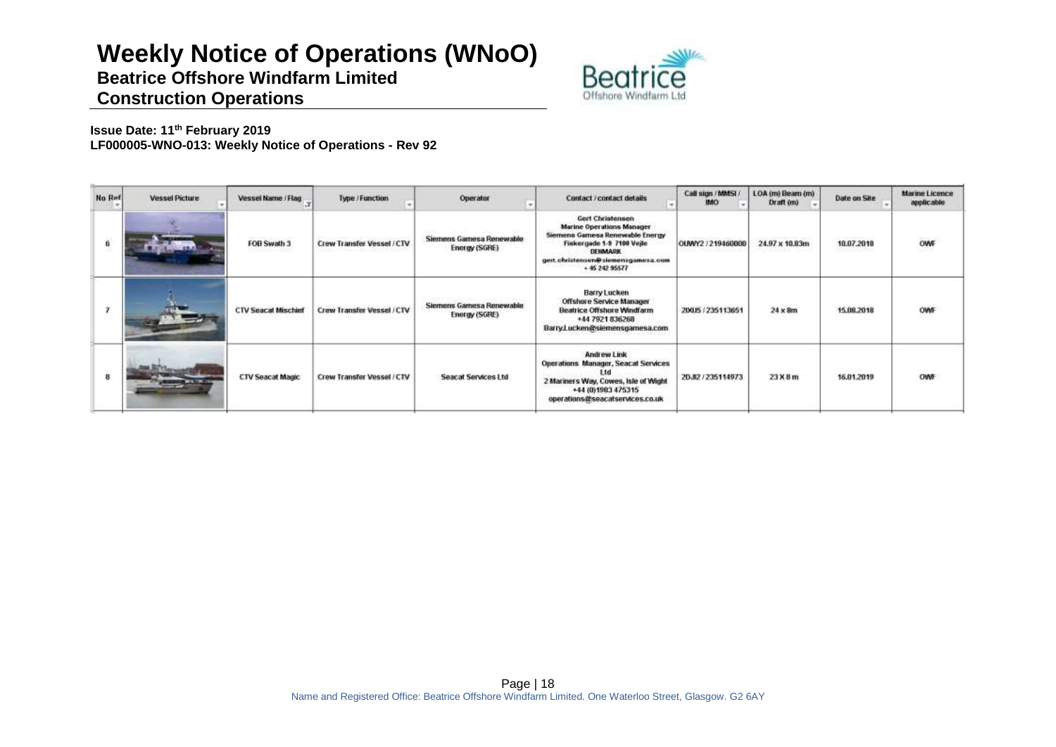# Weekly Notice of Operations (WNoO)

**Beatrice Offshore Windfarm Limited**

**Construction Operations**

**Issue Date: 11th February 2019**

**LF000005-WNO-013: Weekly Notice of Operations - Rev 92**

| No Ref | Vessel Picture | Vessel Name / Flag | Type / Function | Operator | Contact / contact details | Call sign / MMSI / IMO | LOA (m) Beam (m) Draft (m) | Date on Site | Marine Licence applicable |
|---|---|---|---|---|---|---|---|---|---|
| 6 | | FOB Swath 3 | Crew Transfer Vessel / CTV | Siemens Gamesa Renewable Energy (SGRE) | Gert Christensen Marine Operations Manager Siemens Gamesa Renewable Energy Fiskergade 1-9 7100 Vejle DENMARK gert.christensen@siemensgamesa.com + 45 242 95577 | OUWY2 / 219460000 | 24.97 x 10.83m | 10.07.2018 | OWF |
| 7 | | CTV Seacat Mischief | Crew Transfer Vessel / CTV | Siemens Gamesa Renewable Energy (SGRE) | Barry Lucken Offshore Service Manager Beatrice Offshore Windfarm +44 7921 836268 Barry.Lucken@siemensgamesa.com | 2IXU5 / 235113651 | 24 x 8m | 15.08.2018 | OWF |
| 8 | | CTV Seacat Magic | Crew Transfer Vessel / CTV | Seacat Services Ltd | Andrew Link Operations Manager, Seacat Services Ltd 2 Mariners Way, Cowes, Isle of Wight +44 (0)1983 475315 operations@seacatservices.co.uk | 2DJI2 / 235114973 | 23 X 8 m | 16.01.2019 | OWF |

Name and Registered Office: Beatrice Offshore Windfarm Limited. One Waterloo Street, Glasgow. G2 6AY